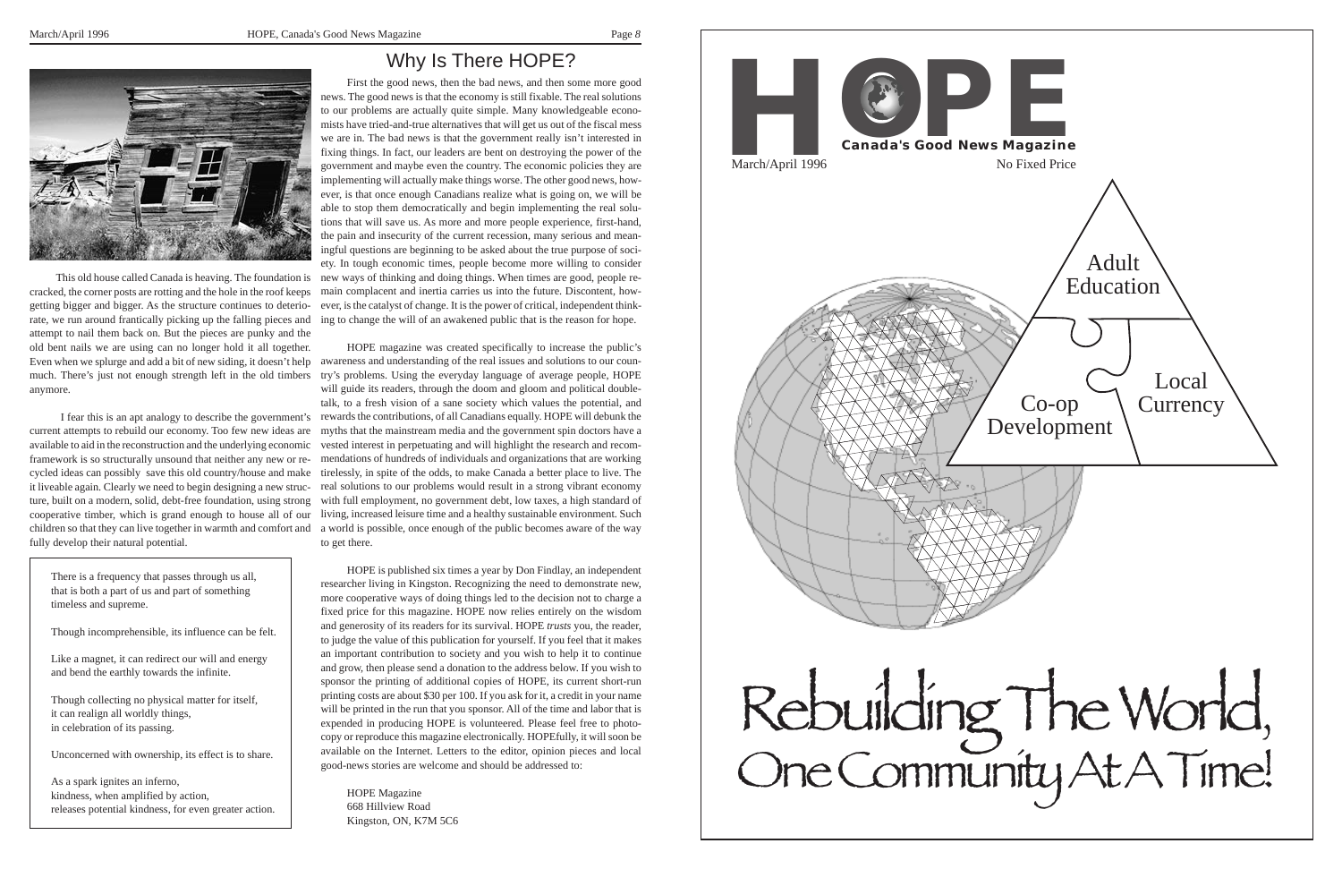## Why Is There HOPE?

This old house called Canada is heaving. The foundation is cracked, the corner posts are rotting and the hole in the roof keeps getting bigger and bigger. As the structure continues to deteriorate, we run around frantically picking up the falling pieces and attempt to nail them back on. But the pieces are punky and the old bent nails we are using can no longer hold it all together. Even when we splurge and add a bit of new siding, it doesn't help much. There's just not enough strength left in the old timbers anymore.

I fear this is an apt analogy to describe the government's current attempts to rebuild our economy. Too few new ideas are available to aid in the reconstruction and the underlying economic framework is so structurally unsound that neither any new or recycled ideas can possibly save this old country/house and make it liveable again. Clearly we need to begin designing a new structure, built on a modern, solid, debt-free foundation, using strong cooperative timber, which is grand enough to house all of our children so that they can live together in warmth and comfort and fully develop their natural potential.

> There is a frequency that passes through us all,
> that is both a part of us and part of something
> timeless and supreme.
>
> Though incomprehensible, its influence can be felt.
>
> Like a magnet, it can redirect our will and energy
> and bend the earthly towards the infinite.
>
> Though collecting no physical matter for itself,
> it can realign all worldly things,
> in celebration of its passing.
>
> Unconcerned with ownership, its effect is to share.
>
> As a spark ignites an inferno,
> kindness, when amplified by action,
> releases potential kindness, for even greater action.

First the good news, then the bad news, and then some more good news. The good news is that the economy is still fixable. The real solutions to our problems are actually quite simple. Many knowledgeable economists have tried-and-true alternatives that will get us out of the fiscal mess we are in. The bad news is that the government really isn't interested in fixing things. In fact, our leaders are bent on destroying the power of the government and maybe even the country. The economic policies they are implementing will actually make things worse. The other good news, however, is that once enough Canadians realize what is going on, we will be able to stop them democratically and begin implementing the real solutions that will save us. As more and more people experience, first-hand, the pain and insecurity of the current recession, many serious and meaningful questions are beginning to be asked about the true purpose of society. In tough economic times, people become more willing to consider new ways of thinking and doing things. When times are good, people remain complacent and inertia carries us into the future. Discontent, however, is the catalyst of change. It is the power of critical, independent thinking to change the will of an awakened public that is the reason for hope.

HOPE magazine was created specifically to increase the public's awareness and understanding of the real issues and solutions to our country's problems. Using the everyday language of average people, HOPE will guide its readers, through the doom and gloom and political double-talk, to a fresh vision of a sane society which values the potential, and rewards the contributions, of all Canadians equally. HOPE will debunk the myths that the mainstream media and the government spin doctors have a vested interest in perpetuating and will highlight the research and recommendations of hundreds of individuals and organizations that are working tirelessly, in spite of the odds, to make Canada a better place to live. The real solutions to our problems would result in a strong vibrant economy with full employment, no government debt, low taxes, a high standard of living, increased leisure time and a healthy sustainable environment. Such a world is possible, once enough of the public becomes aware of the way to get there.

HOPE is published six times a year by Don Findlay, an independent researcher living in Kingston. Recognizing the need to demonstrate new, more cooperative ways of doing things led to the decision not to charge a fixed price for this magazine. HOPE now relies entirely on the wisdom and generosity of its readers for its survival. HOPE *trusts* you, the reader, to judge the value of this publication for yourself. If you feel that it makes an important contribution to society and you wish to help it to continue and grow, then please send a donation to the address below. If you wish to sponsor the printing of additional copies of HOPE, its current short-run printing costs are about $30 per 100. If you ask for it, a credit in your name will be printed in the run that you sponsor. All of the time and labor that is expended in producing HOPE is volunteered. Please feel free to photocopy or reproduce this magazine electronically. HOPEfully, it will soon be available on the Internet. Letters to the editor, opinion pieces and local good-news stories are welcome and should be addressed to:

HOPE Magazine
668 Hillview Road
Kingston, ON, K7M 5C6

# HOPE

**Canada's Good News Magazine**

March/April 1996 — No Fixed Price

Adult Education

Co-op Development

Local Currency

# Rebuilding The World, One Community At A Time!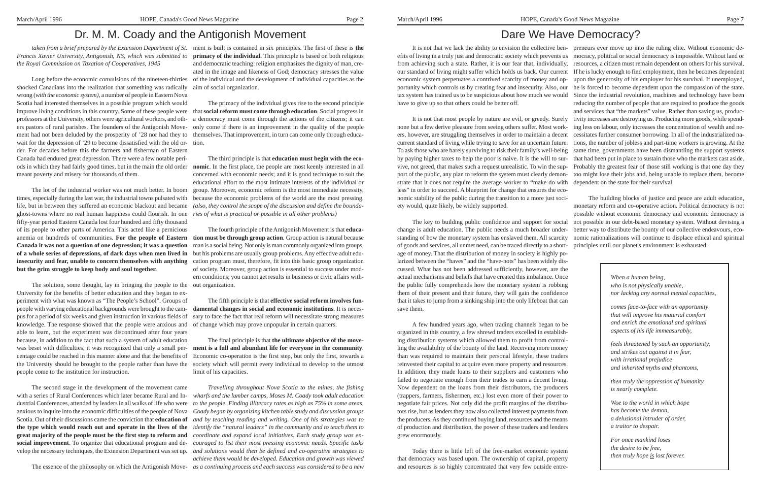# Dr. M. M. Coady and the Antigonish Movement

*taken from a brief prepared by the Extension Department of St. Francis Xavier University, Antigonish, NS, which was submitted to the Royal Commission on Taxation of Cooperatives, 1945*

Long before the economic convulsions of the nineteen-thirties shocked Canadians into the realization that something was radically wrong (*with the economic system)*, a number of people in Eastern Nova Scotia had interested themselves in a possible program which would improve living conditions in this country. Some of these people were professors at the University, others were agricultural workers, and others pastors of rural parishes. The founders of the Antigonish Movement had not been deluded by the prosperity of '28 nor had they to wait for the depression of '29 to become dissatisfied with the old order. For decades before this the farmers and fisherman of Eastern Canada had endured great depression. There were a few notable periods in which they had fairly good times, but in the main the old order meant poverty and misery for thousands of them.

The lot of the industrial worker was not much better. In boom times, especially during the last war, the industrial towns pulsated with life, but in between they suffered an economic blackout and became ghost-towns where no real human happiness could flourish. In one fifty-year period Eastern Canada lost four hundred and fifty thousand of its people to other parts of America. This acted like a pernicious anemia on hundreds of communities. **For the people of Eastern Canada it was not a question of one depression; it was a question of a whole series of depressions, of dark days when men lived in insecurity and fear, unable to concern themselves with anything but the grim struggle to keep body and soul together.**

The solution, some thought, lay in bringing the people to the University for the benefits of better education and they began to experiment with what was known as "The People's School". Groups of people with varying educational backgrounds were brought to the campus for a period of six weeks and given instruction in various fields of knowledge. The response showed that the people were anxious and able to learn, but the experiment was discontinued after four years because, in addition to the fact that such a system of adult education was beset with difficulties, it was recognized that only a small percentage could be reached in this manner alone and that the benefits of the University should be brought to the people rather than have the people come to the institution for instruction.

The second stage in the development of the movement came with a series of Rural Conferences which later became Rural and Industrial Conferences, attended by leaders in all walks of life who were anxious to inquire into the economic difficulties of the people of Nova Scotia. Out of their discussions came the conviction that **education of the type which would reach out and operate in the lives of the great majority of the people must be the first step to reform and social improvement**. To organize that educational program and develop the necessary techniques, the Extension Department was set up.

The essence of the philosophy on which the Antigonish Movement is built is contained in six principles. The first of these is **the primacy of the individual**. This principle is based on both religious and democratic teaching: religion emphasizes the dignity of man, created in the image and likeness of God; democracy stresses the value of the individual and the development of individual capacities as the aim of social organization.

The primacy of the individual gives rise to the second principle that **social reform must come through education**. Social progress in a democracy must come through the actions of the citizens; it can only come if there is an improvement in the quality of the people themselves. That improvement, in turn can come only through education.

The third principle is that **education must begin with the economic**. In the first place, the people are most keenly interested in all concerned with economic needs; and it is good technique to suit the educational effort to the most intimate interests of the individual or group. Moreover, economic reform is the most immediate necessity, because the economic problems of the world are the most pressing. *(also, they control the scope of the discussion and define the boundaries of what is practical or possible in all other problems)*

The fourth principle of the Antigonish Movement is that **education must be through group action**. Group action is natural because man is a social being. Not only is man commonly organized into groups, but his problems are usually group problems. Any effective adult education program must, therefore, fit into this basic group organization of society. Moreover, group action is essential to success under modern conditions; you cannot get results in business or civic affairs without organization.

The fifth principle is that **effective social reform involves fundamental changes in social and economic institutions**. It is necessary to face the fact that real reform will necessitate strong measures of change which may prove unpopular in certain quarters.

The final principle is that **the ultimate objective of the movement is a full and abundant life for everyone in the community**. Economic co-operation is the first step, but only the first, towards a society which will permit every individual to develop to the utmost limit of his capacities.

*Travelling throughout Nova Scotia to the mines, the fishing wharfs and the lumber camps, Moses M. Coady took adult education to the people. Finding illiteracy rates as high as 75% in some areas, Coady began by organizing kitchen table study and discussion groups and by teaching reading and writing. One of his strategies was to identify the "natural leaders" in the community and to teach them to coordinate and expand local initiatives. Each study group was encouraged to list their most pressing economic needs. Specific tasks and solutions would then be defined and co-operative strategies to achieve them would be developed. Education and growth was viewed as a continuing process and each success was considered to be a new*

# Dare We Have Democracy?

It is not that we lack the ability to envision the collective benefits of living in a truly just and democratic society which prevents us from achieving such a state. Rather, it is our fear that, individually, our standard of living might suffer which holds us back. Our current economic system perpetuates a contrived scarcity of money and opportunity which controls us by creating fear and insecurity. Also, our tax system has trained us to be suspicious about how much we would have to give up so that others could be better off.

It is not that most people by nature are evil, or greedy. Surely none but a few derive pleasure from seeing others suffer. Most workers, however, are struggling themselves in order to maintain a decent current standard of living while trying to save for an uncertain future. To ask those who are barely surviving to risk their family's well-being by paying higher taxes to help the poor is naive. It is the will to survive, not greed, that makes such a request unrealistic. To win the support of the public, any plan to reform the system must clearly demonstrate that it does not require the average worker to "make do with less" in order to succeed. A blueprint for change that ensures the economic stability of the public during the transition to a more just society would, quite likely, be widely supported.

The key to building public confidence and support for social change is adult education. The public needs a much broader understanding of how the monetary system has enslaved them. All scarcity of goods and services, all unmet need, can be traced directly to a shortage of money. That the distribution of money in society is highly polarized between the "haves" and the "have-nots" has been widely discussed. What has not been addressed sufficiently, however, are the actual mechanisms and beliefs that have created this imbalance. Once the public fully comprehends how the monetary system is robbing them of their present and their future, they will gain the confidence that it takes to jump from a sinking ship into the only lifeboat that can save them.

A few hundred years ago, when trading channels began to be organized in this country, a few shrewd traders excelled in establishing distribution systems which allowed them to profit from controlling the availability of the bounty of the land. Receiving more money than was required to maintain their personal lifestyle, these traders reinvested their capital to acquire even more property and resources. In addition, they made loans to their suppliers and customers who failed to negotiate enough from their trades to earn a decent living. Now dependent on the loans from their distributors, the producers (trappers, farmers, fishermen, etc.) lost even more of their power to negotiate fair prices. Not only did the profit margins of the distributors rise, but as lenders they now also collected interest payments from the producers. As they continued buying land, resources and the means of production and distribution, the power of these traders and lenders grew enormously.

Today there is little left of the free-market economic system that democracy was based upon. The ownership of capital, property and resources is so highly concentrated that very few outside entrepreneurs ever move up into the ruling elite. Without economic democracy, political or social democracy is impossible. Without land or resources, a citizen must remain dependent on others for his survival. If he is lucky enough to find employment, then he becomes dependent upon the generosity of his employer for his survival. If unemployed, he is forced to become dependent upon the compassion of the state. Since the industrial revolution, machines and technology have been reducing the number of people that are required to produce the goods and services that "the markets" value. Rather than saving us, productivity increases are destroying us. Producing more goods, while spending less on labour, only increases the concentration of wealth and necessitates further consumer borrowing. In all of the industrialized nations, the number of jobless and part-time workers is growing. At the same time, governments have been dismantling the support systems that had been put in place to sustain those who the markets cast aside. Probably the greatest fear of those still working is that one day they too might lose their jobs and, being unable to replace them, become dependent on the state for their survival.

The building blocks of justice and peace are adult education, monetary reform and co-operative action. Political democracy is not possible without economic democracy and economic democracy is not possible in our debt-based monetary system. Without devising a better way to distribute the bounty of our collective endeavours, economic rationalizations will continue to displace ethical and spiritual principles until our planet's environment is exhausted.

*When a human being,*
*who is not physically unable,*
*nor lacking any normal mental capacities,*

*comes face-to-face with an opportunity*
*that will improve his material comfort*
*and enrich the emotional and spiritual*
*aspects of his life immeasurably,*

*feels threatened by such an opportunity,*
*and strikes out against it in fear,*
*with irrational prejudice*
*and inherited myths and phantoms,*

*then truly the oppression of humanity*
*is nearly complete.*

*Woe to the world in which hope*
*has become the demon,*
*a delusional intruder of order,*
*a traitor to despair.*

*For once mankind loses*
*the desire to be free,*
*then truly hope is lost forever.*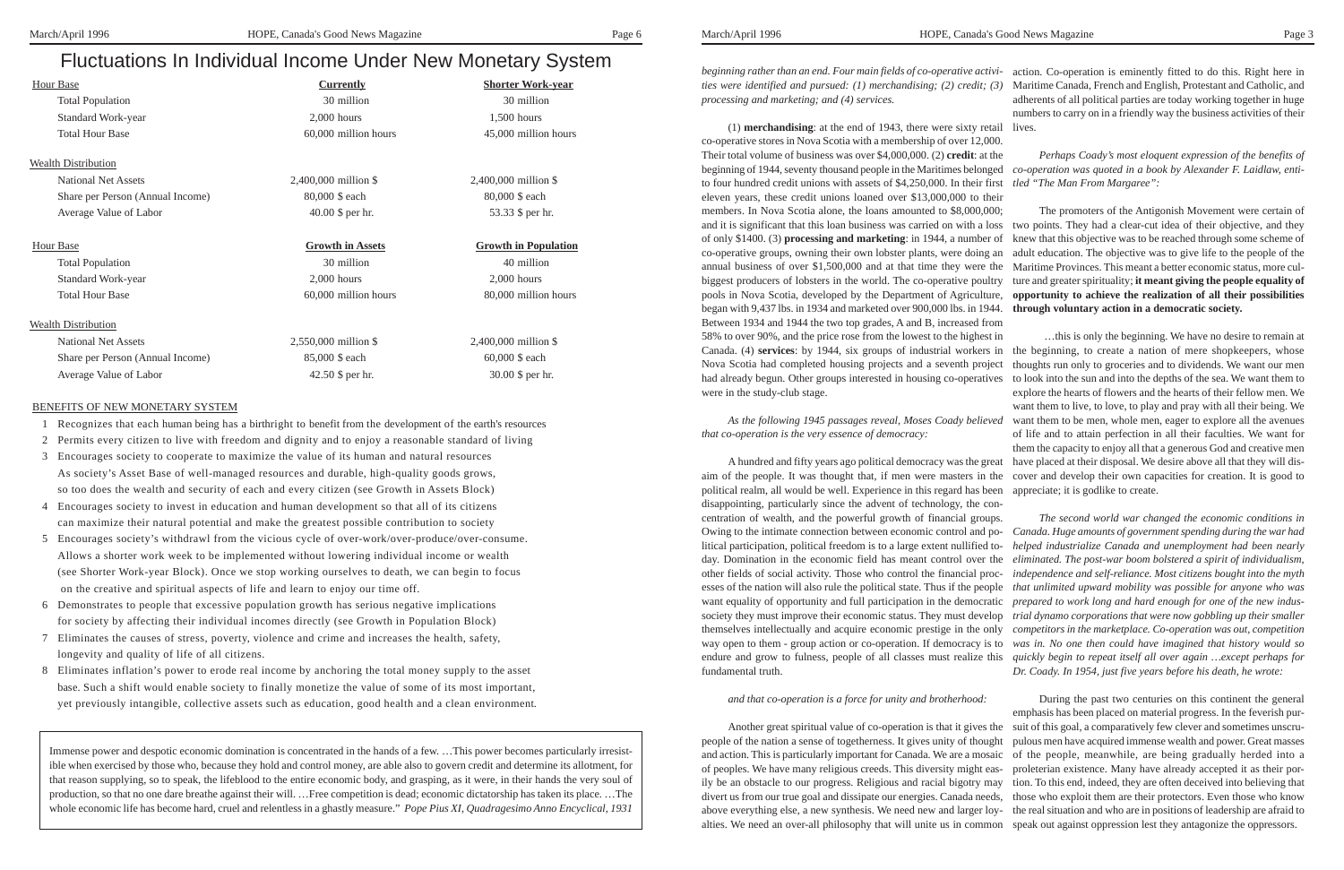# Fluctuations In Individual Income Under New Monetary System

| Hour Base | Currently | Shorter Work-year |
|---|---|---|
| Total Population | 30 million | 30 million |
| Standard Work-year | 2,000 hours | 1,500 hours |
| Total Hour Base | 60,000 million hours | 45,000 million hours |
| **Wealth Distribution** | | |
| National Net Assets | 2,400,000 million $ | 2,400,000 million $ |
| Share per Person (Annual Income) | 80,000 $ each | 80,000 $ each |
| Average Value of Labor | 40.00 $ per hr. | 53.33 $ per hr. |

| Hour Base | Growth in Assets | Growth in Population |
|---|---|---|
| Total Population | 30 million | 40 million |
| Standard Work-year | 2,000 hours | 2,000 hours |
| Total Hour Base | 60,000 million hours | 80,000 million hours |
| **Wealth Distribution** | | |
| National Net Assets | 2,550,000 million $ | 2,400,000 million $ |
| Share per Person (Annual Income) | 85,000 $ each | 60,000 $ each |
| Average Value of Labor | 42.50 $ per hr. | 30.00 $ per hr. |

BENEFITS OF NEW MONETARY SYSTEM

1. Recognizes that each human being has a birthright to benefit from the development of the earth's resources
2. Permits every citizen to live with freedom and dignity and to enjoy a reasonable standard of living
3. Encourages society to cooperate to maximize the value of its human and natural resources. As society's Asset Base of well-managed resources and durable, high-quality goods grows, so too does the wealth and security of each and every citizen (see Growth in Assets Block)
4. Encourages society to invest in education and human development so that all of its citizens can maximize their natural potential and make the greatest possible contribution to society
5. Encourages society's withdrawl from the vicious cycle of over-work/over-produce/over-consume. Allows a shorter work week to be implemented without lowering individual income or wealth (see Shorter Work-year Block). Once we stop working ourselves to death, we can begin to focus on the creative and spiritual aspects of life and learn to enjoy our time off.
6. Demonstrates to people that excessive population growth has serious negative implications for society by affecting their individual incomes directly (see Growth in Population Block)
7. Eliminates the causes of stress, poverty, violence and crime and increases the health, safety, longevity and quality of life of all citizens.
8. Eliminates inflation's power to erode real income by anchoring the total money supply to the asset base. Such a shift would enable society to finally monetize the value of some of its most important, yet previously intangible, collective assets such as education, good health and a clean environment.

Immense power and despotic economic domination is concentrated in the hands of a few. …This power becomes particularly irresistible when exercised by those who, because they hold and control money, are able also to govern credit and determine its allotment, for that reason supplying, so to speak, the lifeblood to the entire economic body, and grasping, as it were, in their hands the very soul of production, so that no one dare breathe against their will. …Free competition is dead; economic dictatorship has taken its place. …The whole economic life has become hard, cruel and relentless in a ghastly measure." *Pope Pius XI, Quadragesimo Anno Encyclical, 1931*

*beginning rather than an end. Four main fields of co-operative activities were identified and pursued: (1) merchandising; (2) credit; (3) processing and marketing; and (4) services.*

(1) **merchandising**: at the end of 1943, there were sixty retail co-operative stores in Nova Scotia with a membership of over 12,000. Their total volume of business was over $4,000,000. (2) **credit**: at the beginning of 1944, seventy thousand people in the Maritimes belonged to four hundred credit unions with assets of $4,250,000. In their first eleven years, these credit unions loaned over $13,000,000 to their members. In Nova Scotia alone, the loans amounted to $8,000,000; and it is significant that this loan business was carried on with a loss of only $1400. (3) **processing and marketing**: in 1944, a number of co-operative groups, owning their own lobster plants, were doing an annual business of over $1,500,000 and at that time they were the biggest producers of lobsters in the world. The co-operative poultry pools in Nova Scotia, developed by the Department of Agriculture, began with 9,437 lbs. in 1934 and marketed over 900,000 lbs. in 1944. Between 1934 and 1944 the two top grades, A and B, increased from 58% to over 90%, and the price rose from the lowest to the highest in Canada. (4) **services**: by 1944, six groups of industrial workers in Nova Scotia had completed housing projects and a seventh project had already begun. Other groups interested in housing co-operatives were in the study-club stage.

*As the following 1945 passages reveal, Moses Coady believed that co-operation is the very essence of democracy:*

A hundred and fifty years ago political democracy was the great aim of the people. It was thought that, if men were masters in the political realm, all would be well. Experience in this regard has been disappointing, particularly since the advent of technology, the concentration of wealth, and the powerful growth of financial groups. Owing to the intimate connection between economic control and political participation, political freedom is to a large extent nullified today. Domination in the economic field has meant control over the other fields of social activity. Those who control the financial processes of the nation will also rule the political state. Thus if the people want equality of opportunity and full participation in the democratic society they must improve their economic status. They must develop themselves intellectually and acquire economic prestige in the only way open to them - group action or co-operation. If democracy is to endure and grow to fulness, people of all classes must realize this fundamental truth.

*and that co-operation is a force for unity and brotherhood:*

Another great spiritual value of co-operation is that it gives the people of the nation a sense of togetherness. It gives unity of thought and action. This is particularly important for Canada. We are a mosaic of peoples. We have many religious creeds. This diversity might easily be an obstacle to our progress. Religious and racial bigotry may divert us from our true goal and dissipate our energies. Canada needs, above everything else, a new synthesis. We need new and larger loyalties. We need an over-all philosophy that will unite us in common action. Co-operation is eminently fitted to do this. Right here in Maritime Canada, French and English, Protestant and Catholic, and adherents of all political parties are today working together in huge numbers to carry on in a friendly way the business activities of their lives.

*Perhaps Coady's most eloquent expression of the benefits of co-operation was quoted in a book by Alexander F. Laidlaw, entitled "The Man From Margaree":*

The promoters of the Antigonish Movement were certain of two points. They had a clear-cut idea of their objective, and they knew that this objective was to be reached through some scheme of adult education. The objective was to give life to the people of the Maritime Provinces. This meant a better economic status, more culture and greater spirituality; **it meant giving the people equality of opportunity to achieve the realization of all their possibilities through voluntary action in a democratic society.**

…this is only the beginning. We have no desire to remain at the beginning, to create a nation of mere shopkeepers, whose thoughts run only to groceries and to dividends. We want our men to look into the sun and into the depths of the sea. We want them to explore the hearts of flowers and the hearts of their fellow men. We want them to live, to love, to play and pray with all their being. We want them to be men, whole men, eager to explore all the avenues of life and to attain perfection in all their faculties. We want for them the capacity to enjoy all that a generous God and creative men have placed at their disposal. We desire above all that they will discover and develop their own capacities for creation. It is good to appreciate; it is godlike to create.

*The second world war changed the economic conditions in Canada. Huge amounts of government spending during the war had helped industrialize Canada and unemployment had been nearly eliminated. The post-war boom bolstered a spirit of individualism, independence and self-reliance. Most citizens bought into the myth that unlimited upward mobility was possible for anyone who was prepared to work long and hard enough for one of the new industrial dynamo corporations that were now gobbling up their smaller competitors in the marketplace. Co-operation was out, competition was in. No one then could have imagined that history would so quickly begin to repeat itself all over again …except perhaps for Dr. Coady. In 1954, just five years before his death, he wrote:*

During the past two centuries on this continent the general emphasis has been placed on material progress. In the feverish pursuit of this goal, a comparatively few clever and sometimes unscrupulous men have acquired immense wealth and power. Great masses of the people, meanwhile, are being gradually herded into a proleterian existence. Many have already accepted it as their portion. To this end, indeed, they are often deceived into believing that those who exploit them are their protectors. Even those who know the real situation and who are in positions of leadership are afraid to speak out against oppression lest they antagonize the oppressors.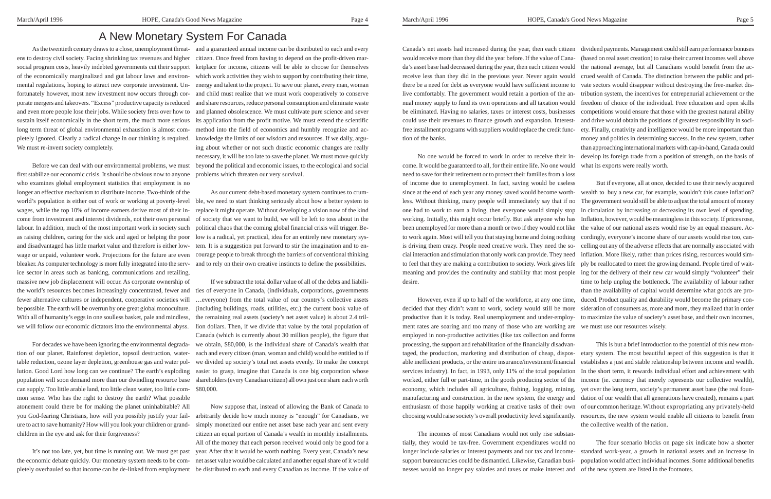# A New Monetary System For Canada

As the twentieth century draws to a close, unemployment threatens to destroy civil society. Facing shrinking tax revenues and higher social program costs, heavily indebted governments cut their support of the economically marginalized and gut labour laws and environmental regulations, hoping to attract new corporate investment. Unfortunately however, most new investment now occurs through corporate mergers and takeovers. "Excess" productive capacity is reduced and even more people lose their jobs. While society frets over how to sustain itself economically in the short term, the much more serious long term threat of global environmental exhaustion is almost completely ignored. Clearly a radical change in our thinking is required. We must re-invent society completely.

Before we can deal with our environmental problems, we must first stabilize our economic crisis. It should be obvious now to anyone who examines global employment statistics that employment is no longer an effective mechanism to distribute income. Two-thirds of the world's population is either out of work or working at poverty-level wages, while the top 10% of income earners derive most of their income from investment and interest dividends, not their own personal labour. In addition, much of the most important work in society such as raising children, caring for the sick and aged or helping the poor and disadvantaged has little market value and therefore is either low-wage or unpaid, volunteer work. Projections for the future are even bleaker. As computer technology is more fully integrated into the service sector in areas such as banking, communications and retailing, massive new job displacement will occur. As corporate ownership of the world's resources becomes increasingly concentrated, fewer and fewer alternative cultures or independent, cooperative societies will be possible. The earth will be overrun by one great global monoculture. With all of humanity's eggs in one soulless basket, pale and mindless, we will follow our economic dictators into the environmental abyss.

For decades we have been ignoring the environmental degradation of our planet. Rainforest depletion, topsoil destruction, water-table reduction, ozone layer depletion, greenhouse gas and water pollution. Good Lord how long can we continue? The earth's exploding population will soon demand more than our dwindling resource base can supply. Too little arable land, too little clean water, too little common sense. Who has the right to destroy the earth? What possible atonement could there be for making the planet uninhabitable? All you God-fearing Christians, how will you possibly justify your failure to act to save humanity? How will you look your children or grandchildren in the eye and ask for their forgiveness?

It's not too late, yet, but time is running out. We must get past the economic debate quickly. Our monetary system needs to be completely overhauled so that income can be de-linked from employment and a guaranteed annual income can be distributed to each and every citizen. Once freed from having to depend on the profit-driven marketplace for income, citizens will be able to choose for themselves which work activities they wish to support by contributing their time, energy and talent to the project. To save our planet, every man, woman and child must realize that we must work cooperatively to conserve and share resources, reduce personal consumption and eliminate waste and planned obsolescence. We must cultivate pure science and sever its application from the profit motive. We must extend the scientific method into the field of economics and humbly recognize and acknowledge the limits of our wisdom and resources. If we dally, arguing about whether or not such drastic economic changes are really necessary, it will be too late to save the planet. We must move quickly beyond the political and economic issues, to the ecological and social problems which threaten our very survival.

As our current debt-based monetary system continues to crumble, we need to start thinking seriously about how a better system to replace it might operate. Without developing a vision now of the kind of society that we want to build, we will be left to toss about in the political chaos that the coming global financial crisis will trigger. Below is a radical, yet practical, idea for an entirely new monetary system. It is a suggestion put forward to stir the imagination and to encourage people to break through the barriers of conventional thinking and to rely on their own creative instincts to define the possibilities.

If we subtract the total dollar value of all of the debts and liabilities of everyone in Canada, (individuals, corporations, governments …everyone) from the total value of our country's collective assets (including buildings, roads, utilities, etc.) the current book value of the remaining real assets (society's net asset value) is about 2.4 trillion dollars. Then, if we divide that value by the total population of Canada (which is currently about 30 million people), the figure that we obtain, $80,000, is the individual share of Canada's wealth that each and every citizen (man, woman and child) would be entitled to if we divided up society's total net assets evenly. To make the concept easier to grasp, imagine that Canada is one big corporation whose shareholders (every Canadian citizen) all own just one share each worth $80,000.

Now suppose that, instead of allowing the Bank of Canada to arbitrarily decide how much money is "enough" for Canadians, we simply monetized our entire net asset base each year and sent every citizen an equal portion of Canada's wealth in monthly installments. All of the money that each person received would only be good for a year. After that it would be worth nothing. Every year, Canada's new net asset value would be calculated and another equal share of it would be distributed to each and every Canadian as income. If the value of Canada's net assets had increased during the year, then each citizen would receive more than they did the year before. If the value of Canada's asset base had decreased during the year, then each citizen would receive less than they did in the previous year. Never again would there be a need for debt as everyone would have sufficient income to live comfortably. The government would retain a portion of the annual money supply to fund its own operations and all taxation would be eliminated. Having no salaries, taxes or interest costs, businesses could use their revenues to finance growth and expansion. Interest-free installment programs with suppliers would replace the credit function of the banks.

No one would be forced to work in order to receive their income. It would be guaranteed to all, for their entire life. No one would need to save for their retirement or to protect their families from a loss of income due to unemployment. In fact, saving would be useless since at the end of each year any money saved would become worthless. Without thinking, many people will immediately say that if no one had to work to earn a living, then everyone would simply stop working. Initially, this might occur briefly. But ask anyone who has been unemployed for more than a month or two if they would not like to work again. Most will tell you that staying home and doing nothing is driving them crazy. People need creative work. They need the social interaction and stimulation that only work can provide. They need to feel that they are making a contribution to society. Work gives life meaning and provides the continuity and stability that most people desire.

However, even if up to half of the workforce, at any one time, decided that they didn't want to work, society would still be more productive than it is today. Real unemployment and under-employment rates are soaring and too many of those who are working are employed in non-productive activities (like tax collection and forms processing, the support and rehabilitation of the financially disadvantaged, the production, marketing and distribution of cheap, disposable inefficient products, or the entire insurance/investment/financial services industry). In fact, in 1993, only 11% of the total population worked, either full or part-time, in the goods producing sector of the economy, which includes all agriculture, fishing, logging, mining, manufacturing and construction. In the new system, the energy and enthusiasm of those happily working at creative tasks of their own choosing would raise society's overall productivity level significantly.

The incomes of most Canadians would not only rise substantially, they would be tax-free. Government expenditures would no longer include salaries or interest payments and our tax and income-support bureaucracies could be dismantled. Likewise, Canadian businesses would no longer pay salaries and taxes or make interest and dividend payments. Management could still earn performance bonuses (based on real asset creation) to raise their current incomes well above the national average, but all Canadians would benefit from the accrued wealth of Canada. The distinction between the public and private sectors would disappear without destroying the free-market distribution system, the incentives for entrepenurial achievement or the freedom of choice of the individual. Free education and open skills competitions would ensure that those with the greatest natural ability and drive would obtain the positions of greatest responsibility in society. Finally, creativity and intelligence would be more important than money and politics in determining success. In the new system, rather than approaching international markets with cap-in-hand, Canada could develop its foreign trade from a position of strength, on the basis of what its exports were really worth.

But if everyone, all at once, decided to use their newly acquired wealth to buy a new car, for example, wouldn't this cause inflation? The government would still be able to adjust the total amount of money in circulation by increasing or decreasing its own level of spending. Inflation, however, would be meaningless in this society. If prices rose, the value of our national assets would rise by an equal measure. Accordingly, everyone's income share of our assets would rise too, cancelling out any of the adverse effects that are normally associated with inflation. More likely, rather than prices rising, resources would simply be reallocated to meet the growing demand. People tired of waiting for the delivery of their new car would simply "volunteer" their time to help unplug the bottleneck. The availability of labour rather than the availability of capital would determine what goods are produced. Product quality and durability would become the primary consideration of consumers as, more and more, they realized that in order to maximize the value of society's asset base, and their own incomes, we must use our resources wisely.

This is but a brief introduction to the potential of this new monetary system. The most beautiful aspect of this suggestion is that it establishes a just and stable relationship between income and wealth. In the short term, it rewards individual effort and achievement with income (ie. currency that merely represents our collective wealth), yet over the long term, society's permanent asset base (the real foundation of our wealth that all generations have created), remains a part of our common heritage. Without expropriating any privately-held resources, the new system would enable all citizens to benefit from the collective wealth of the nation.

The four scenario blocks on page six indicate how a shorter standard work-year, a growth in national assets and an increase in population would affect individual incomes. Some additional benefits of the new system are listed in the footnotes.